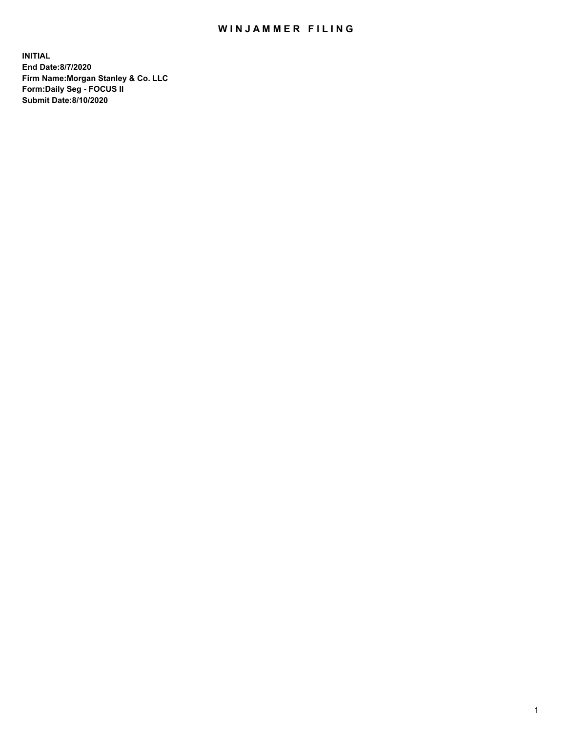# WINJAMMER FILING

**INITIAL**
**End Date:8/7/2020**
**Firm Name:Morgan Stanley & Co. LLC**
**Form:Daily Seg - FOCUS II**
**Submit Date:8/10/2020**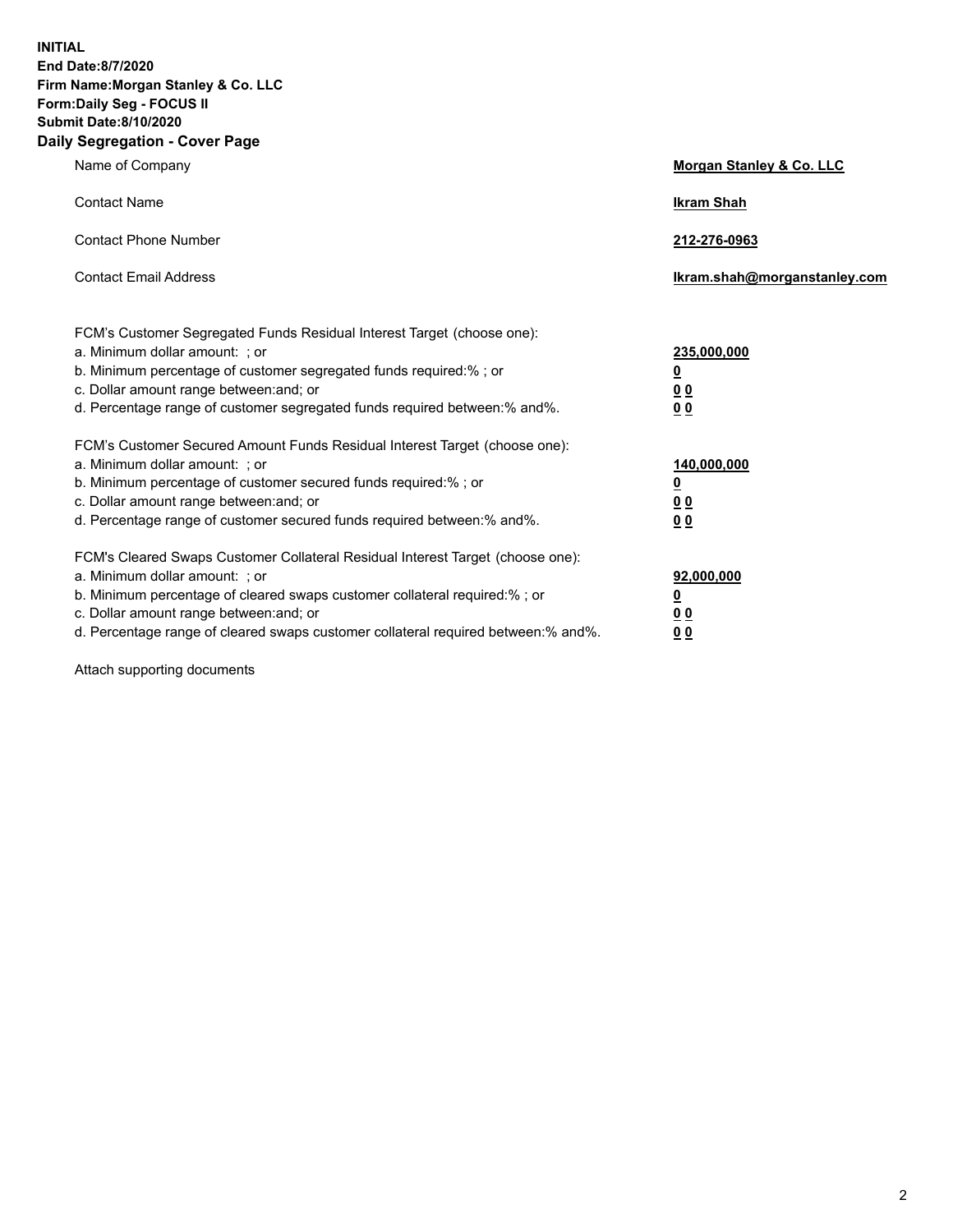**INITIAL**
**End Date:8/7/2020**
**Firm Name:Morgan Stanley & Co. LLC**
**Form:Daily Seg - FOCUS II**
**Submit Date:8/10/2020**

## Daily Segregation - Cover Page

| | |
|---|---|
| Name of Company | **Morgan Stanley & Co. LLC** |
| Contact Name | **Ikram Shah** |
| Contact Phone Number | **212-276-0963** |
| Contact Email Address | **Ikram.shah@morganstanley.com** |

| | |
|---|---|
| FCM's Customer Segregated Funds Residual Interest Target (choose one): | |
| a. Minimum dollar amount: ; or | **235,000,000** |
| b. Minimum percentage of customer segregated funds required:% ; or | **0** |
| c. Dollar amount range between:and; or | **0 0** |
| d. Percentage range of customer segregated funds required between:% and%. | **0 0** |
| FCM's Customer Secured Amount Funds Residual Interest Target (choose one): | |
| a. Minimum dollar amount: ; or | **140,000,000** |
| b. Minimum percentage of customer secured funds required:% ; or | **0** |
| c. Dollar amount range between:and; or | **0 0** |
| d. Percentage range of customer secured funds required between:% and%. | **0 0** |
| FCM's Cleared Swaps Customer Collateral Residual Interest Target (choose one): | |
| a. Minimum dollar amount: ; or | **92,000,000** |
| b. Minimum percentage of cleared swaps customer collateral required:% ; or | **0** |
| c. Dollar amount range between:and; or | **0 0** |
| d. Percentage range of cleared swaps customer collateral required between:% and%. | **0 0** |

Attach supporting documents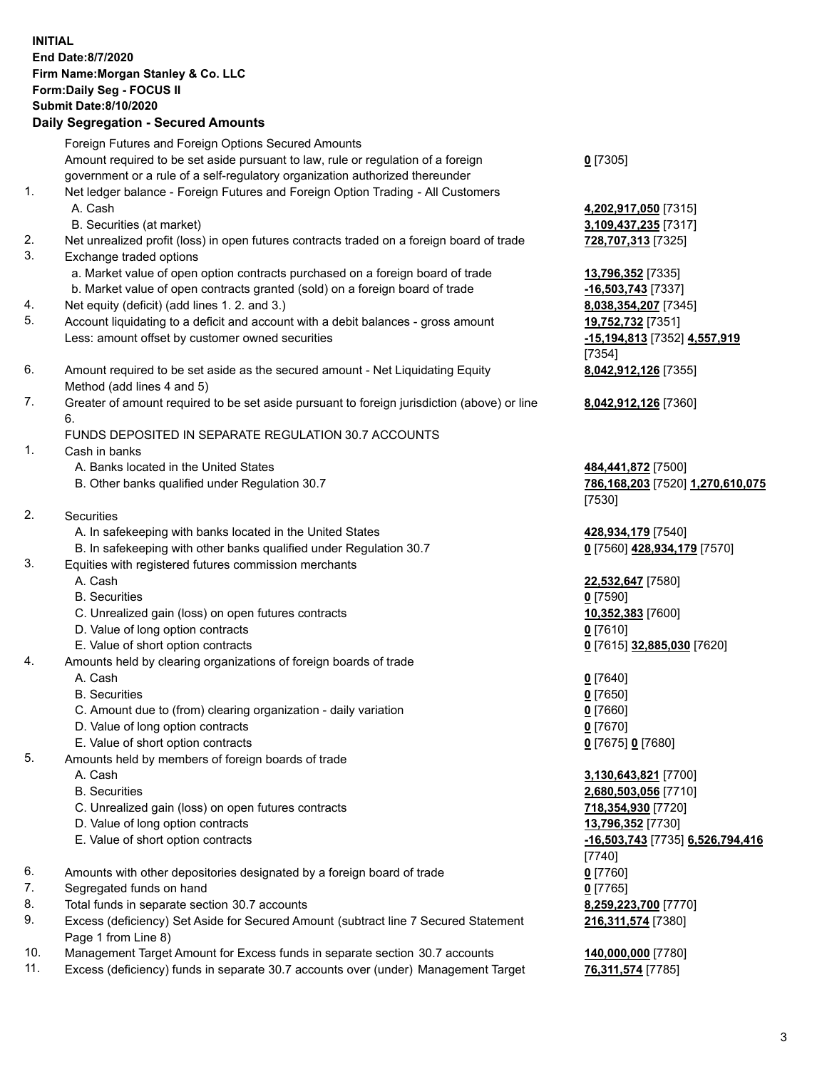**INITIAL**
**End Date:8/7/2020**
**Firm Name:Morgan Stanley & Co. LLC**
**Form:Daily Seg - FOCUS II**
**Submit Date:8/10/2020**

**Daily Segregation - Secured Amounts**

| | Description | Amount |
|---|---|---|
| | Foreign Futures and Foreign Options Secured Amounts | |
| | Amount required to be set aside pursuant to law, rule or regulation of a foreign government or a rule of a self-regulatory organization authorized thereunder | **0** [7305] |
| 1. | Net ledger balance - Foreign Futures and Foreign Option Trading - All Customers | |
| | A. Cash | **4,202,917,050** [7315] |
| | B. Securities (at market) | **3,109,437,235** [7317] |
| 2. | Net unrealized profit (loss) in open futures contracts traded on a foreign board of trade | **728,707,313** [7325] |
| 3. | Exchange traded options | |
| | a. Market value of open option contracts purchased on a foreign board of trade | **13,796,352** [7335] |
| | b. Market value of open contracts granted (sold) on a foreign board of trade | **-16,503,743** [7337] |
| 4. | Net equity (deficit) (add lines 1. 2. and 3.) | **8,038,354,207** [7345] |
| 5. | Account liquidating to a deficit and account with a debit balances - gross amount | **19,752,732** [7351] |
| | Less: amount offset by customer owned securities | **-15,194,813** [7352] **4,557,919** [7354] |
| 6. | Amount required to be set aside as the secured amount - Net Liquidating Equity Method (add lines 4 and 5) | **8,042,912,126** [7355] |
| 7. | Greater of amount required to be set aside pursuant to foreign jurisdiction (above) or line 6. | **8,042,912,126** [7360] |
| | FUNDS DEPOSITED IN SEPARATE REGULATION 30.7 ACCOUNTS | |
| 1. | Cash in banks | |
| | A. Banks located in the United States | **484,441,872** [7500] |
| | B. Other banks qualified under Regulation 30.7 | **786,168,203** [7520] **1,270,610,075** [7530] |
| 2. | Securities | |
| | A. In safekeeping with banks located in the United States | **428,934,179** [7540] |
| | B. In safekeeping with other banks qualified under Regulation 30.7 | **0** [7560] **428,934,179** [7570] |
| 3. | Equities with registered futures commission merchants | |
| | A. Cash | **22,532,647** [7580] |
| | B. Securities | **0** [7590] |
| | C. Unrealized gain (loss) on open futures contracts | **10,352,383** [7600] |
| | D. Value of long option contracts | **0** [7610] |
| | E. Value of short option contracts | **0** [7615] **32,885,030** [7620] |
| 4. | Amounts held by clearing organizations of foreign boards of trade | |
| | A. Cash | **0** [7640] |
| | B. Securities | **0** [7650] |
| | C. Amount due to (from) clearing organization - daily variation | **0** [7660] |
| | D. Value of long option contracts | **0** [7670] |
| | E. Value of short option contracts | **0** [7675] **0** [7680] |
| 5. | Amounts held by members of foreign boards of trade | |
| | A. Cash | **3,130,643,821** [7700] |
| | B. Securities | **2,680,503,056** [7710] |
| | C. Unrealized gain (loss) on open futures contracts | **718,354,930** [7720] |
| | D. Value of long option contracts | **13,796,352** [7730] |
| | E. Value of short option contracts | **-16,503,743** [7735] **6,526,794,416** [7740] |
| 6. | Amounts with other depositories designated by a foreign board of trade | **0** [7760] |
| 7. | Segregated funds on hand | **0** [7765] |
| 8. | Total funds in separate section 30.7 accounts | **8,259,223,700** [7770] |
| 9. | Excess (deficiency) Set Aside for Secured Amount (subtract line 7 Secured Statement Page 1 from Line 8) | **216,311,574** [7380] |
| 10. | Management Target Amount for Excess funds in separate section 30.7 accounts | **140,000,000** [7780] |
| 11. | Excess (deficiency) funds in separate 30.7 accounts over (under) Management Target | **76,311,574** [7785] |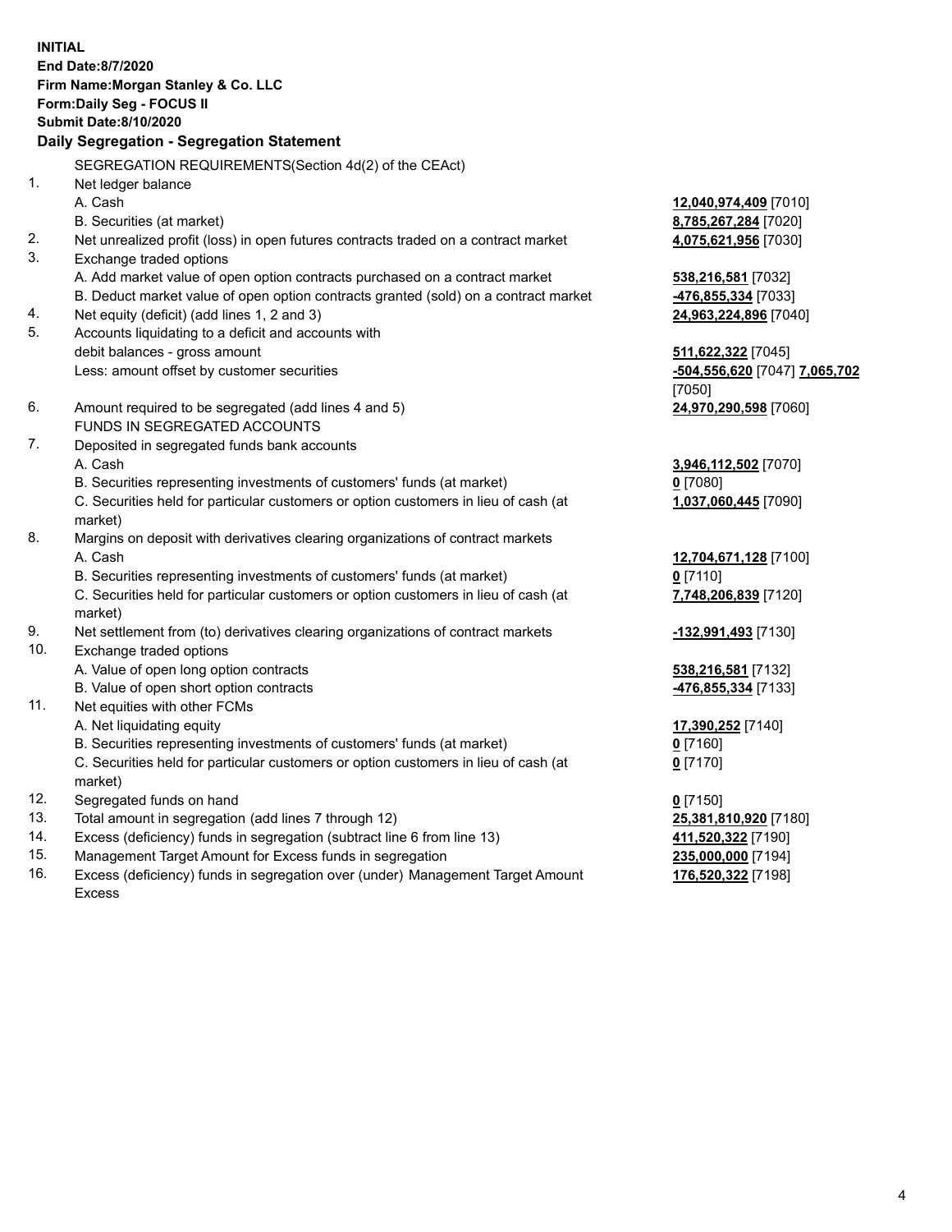**INITIAL**
**End Date:8/7/2020**
**Firm Name:Morgan Stanley & Co. LLC**
**Form:Daily Seg - FOCUS II**
**Submit Date:8/10/2020**

**Daily Segregation - Segregation Statement**

SEGREGATION REQUIREMENTS(Section 4d(2) of the CEAct)

| | | |
|---|---|---|
| 1. | Net ledger balance | |
| | A. Cash | **12,040,974,409** [7010] |
| | B. Securities (at market) | **8,785,267,284** [7020] |
| 2. | Net unrealized profit (loss) in open futures contracts traded on a contract market | **4,075,621,956** [7030] |
| 3. | Exchange traded options | |
| | A. Add market value of open option contracts purchased on a contract market | **538,216,581** [7032] |
| | B. Deduct market value of open option contracts granted (sold) on a contract market | **-476,855,334** [7033] |
| 4. | Net equity (deficit) (add lines 1, 2 and 3) | **24,963,224,896** [7040] |
| 5. | Accounts liquidating to a deficit and accounts with debit balances - gross amount | **511,622,322** [7045] |
| | Less: amount offset by customer securities | **-504,556,620** [7047] **7,065,702** [7050] |
| 6. | Amount required to be segregated (add lines 4 and 5) | **24,970,290,598** [7060] |
| | FUNDS IN SEGREGATED ACCOUNTS | |
| 7. | Deposited in segregated funds bank accounts | |
| | A. Cash | **3,946,112,502** [7070] |
| | B. Securities representing investments of customers' funds (at market) | **0** [7080] |
| | C. Securities held for particular customers or option customers in lieu of cash (at market) | **1,037,060,445** [7090] |
| 8. | Margins on deposit with derivatives clearing organizations of contract markets | |
| | A. Cash | **12,704,671,128** [7100] |
| | B. Securities representing investments of customers' funds (at market) | **0** [7110] |
| | C. Securities held for particular customers or option customers in lieu of cash (at market) | **7,748,206,839** [7120] |
| 9. | Net settlement from (to) derivatives clearing organizations of contract markets | **-132,991,493** [7130] |
| 10. | Exchange traded options | |
| | A. Value of open long option contracts | **538,216,581** [7132] |
| | B. Value of open short option contracts | **-476,855,334** [7133] |
| 11. | Net equities with other FCMs | |
| | A. Net liquidating equity | **17,390,252** [7140] |
| | B. Securities representing investments of customers' funds (at market) | **0** [7160] |
| | C. Securities held for particular customers or option customers in lieu of cash (at market) | **0** [7170] |
| 12. | Segregated funds on hand | **0** [7150] |
| 13. | Total amount in segregation (add lines 7 through 12) | **25,381,810,920** [7180] |
| 14. | Excess (deficiency) funds in segregation (subtract line 6 from line 13) | **411,520,322** [7190] |
| 15. | Management Target Amount for Excess funds in segregation | **235,000,000** [7194] |
| 16. | Excess (deficiency) funds in segregation over (under) Management Target Amount Excess | **176,520,322** [7198] |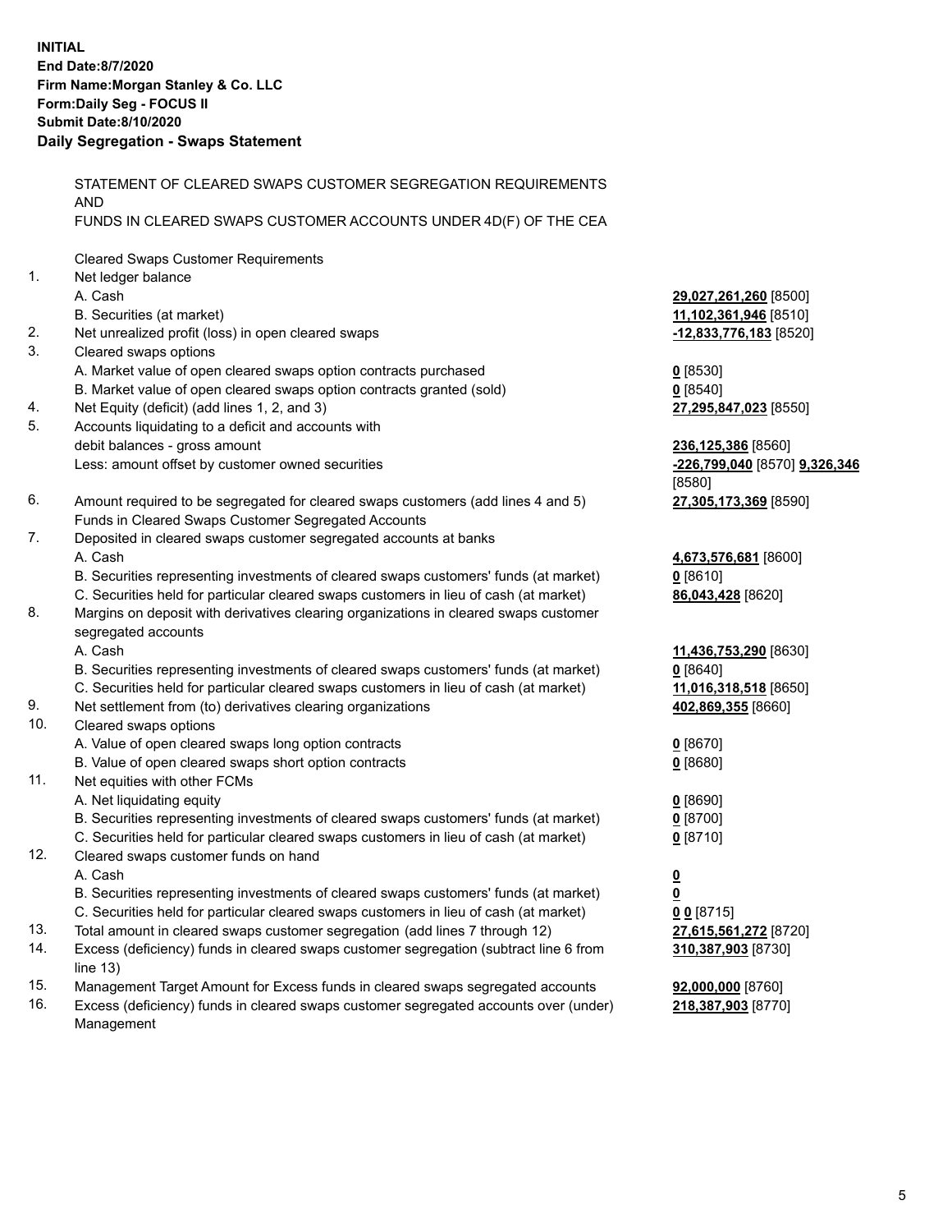**INITIAL**
**End Date:8/7/2020**
**Firm Name:Morgan Stanley & Co. LLC**
**Form:Daily Seg - FOCUS II**
**Submit Date:8/10/2020**
**Daily Segregation - Swaps Statement**

STATEMENT OF CLEARED SWAPS CUSTOMER SEGREGATION REQUIREMENTS AND FUNDS IN CLEARED SWAPS CUSTOMER ACCOUNTS UNDER 4D(F) OF THE CEA

| | | |
|---|---|---|
| | Cleared Swaps Customer Requirements | |
| 1. | Net ledger balance | |
| | A. Cash | **29,027,261,260** [8500] |
| | B. Securities (at market) | **11,102,361,946** [8510] |
| 2. | Net unrealized profit (loss) in open cleared swaps | **-12,833,776,183** [8520] |
| 3. | Cleared swaps options | |
| | A. Market value of open cleared swaps option contracts purchased | **0** [8530] |
| | B. Market value of open cleared swaps option contracts granted (sold) | **0** [8540] |
| 4. | Net Equity (deficit) (add lines 1, 2, and 3) | **27,295,847,023** [8550] |
| 5. | Accounts liquidating to a deficit and accounts with debit balances - gross amount | **236,125,386** [8560] |
| | Less: amount offset by customer owned securities | **-226,799,040** [8570] **9,326,346** [8580] |
| 6. | Amount required to be segregated for cleared swaps customers (add lines 4 and 5) | **27,305,173,369** [8590] |
| | Funds in Cleared Swaps Customer Segregated Accounts | |
| 7. | Deposited in cleared swaps customer segregated accounts at banks | |
| | A. Cash | **4,673,576,681** [8600] |
| | B. Securities representing investments of cleared swaps customers' funds (at market) | **0** [8610] |
| | C. Securities held for particular cleared swaps customers in lieu of cash (at market) | **86,043,428** [8620] |
| 8. | Margins on deposit with derivatives clearing organizations in cleared swaps customer segregated accounts | |
| | A. Cash | **11,436,753,290** [8630] |
| | B. Securities representing investments of cleared swaps customers' funds (at market) | **0** [8640] |
| | C. Securities held for particular cleared swaps customers in lieu of cash (at market) | **11,016,318,518** [8650] |
| 9. | Net settlement from (to) derivatives clearing organizations | **402,869,355** [8660] |
| 10. | Cleared swaps options | |
| | A. Value of open cleared swaps long option contracts | **0** [8670] |
| | B. Value of open cleared swaps short option contracts | **0** [8680] |
| 11. | Net equities with other FCMs | |
| | A. Net liquidating equity | **0** [8690] |
| | B. Securities representing investments of cleared swaps customers' funds (at market) | **0** [8700] |
| | C. Securities held for particular cleared swaps customers in lieu of cash (at market) | **0** [8710] |
| 12. | Cleared swaps customer funds on hand | |
| | A. Cash | **0** |
| | B. Securities representing investments of cleared swaps customers' funds (at market) | **0** |
| | C. Securities held for particular cleared swaps customers in lieu of cash (at market) | **0** **0** [8715] |
| 13. | Total amount in cleared swaps customer segregation (add lines 7 through 12) | **27,615,561,272** [8720] |
| 14. | Excess (deficiency) funds in cleared swaps customer segregation (subtract line 6 from line 13) | **310,387,903** [8730] |
| 15. | Management Target Amount for Excess funds in cleared swaps segregated accounts | **92,000,000** [8760] |
| 16. | Excess (deficiency) funds in cleared swaps customer segregated accounts over (under) Management | **218,387,903** [8770] |